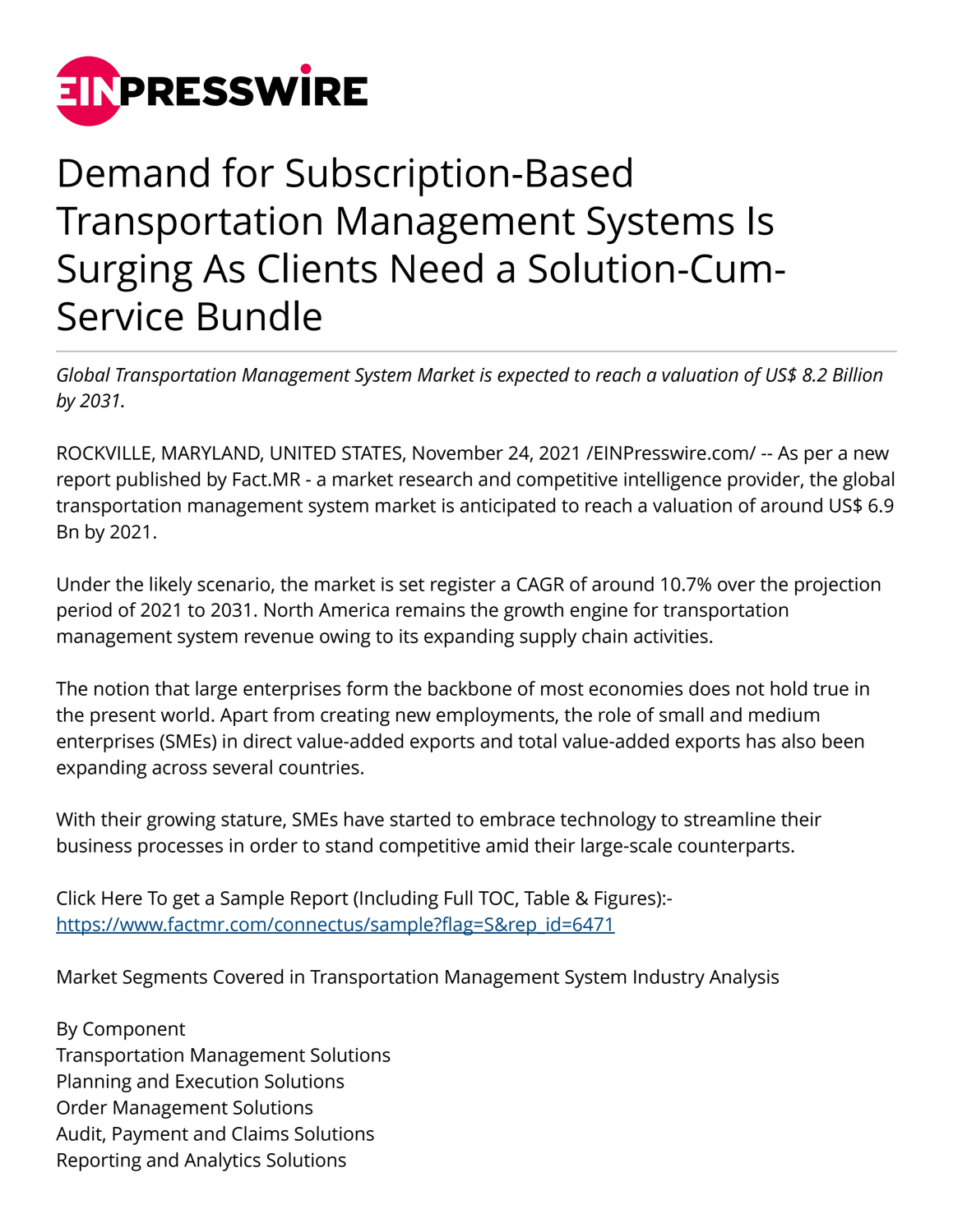# Demand for Subscription-Based Transportation Management Systems Is Surging As Clients Need a Solution-Cum-Service Bundle

*Global Transportation Management System Market is expected to reach a valuation of US$ 8.2 Billion by 2031.*

ROCKVILLE, MARYLAND, UNITED STATES, November 24, 2021 /EINPresswire.com/ -- As per a new report published by Fact.MR - a market research and competitive intelligence provider, the global transportation management system market is anticipated to reach a valuation of around US$ 6.9 Bn by 2021.

Under the likely scenario, the market is set register a CAGR of around 10.7% over the projection period of 2021 to 2031. North America remains the growth engine for transportation management system revenue owing to its expanding supply chain activities.

The notion that large enterprises form the backbone of most economies does not hold true in the present world. Apart from creating new employments, the role of small and medium enterprises (SMEs) in direct value-added exports and total value-added exports has also been expanding across several countries.

With their growing stature, SMEs have started to embrace technology to streamline their business processes in order to stand competitive amid their large-scale counterparts.

Click Here To get a Sample Report (Including Full TOC, Table & Figures):- [https://www.factmr.com/connectus/sample?flag=S&rep_id=6471](https://www.factmr.com/connectus/sample?flag=S&rep_id=6471)

Market Segments Covered in Transportation Management System Industry Analysis

By Component
Transportation Management Solutions
Planning and Execution Solutions
Order Management Solutions
Audit, Payment and Claims Solutions
Reporting and Analytics Solutions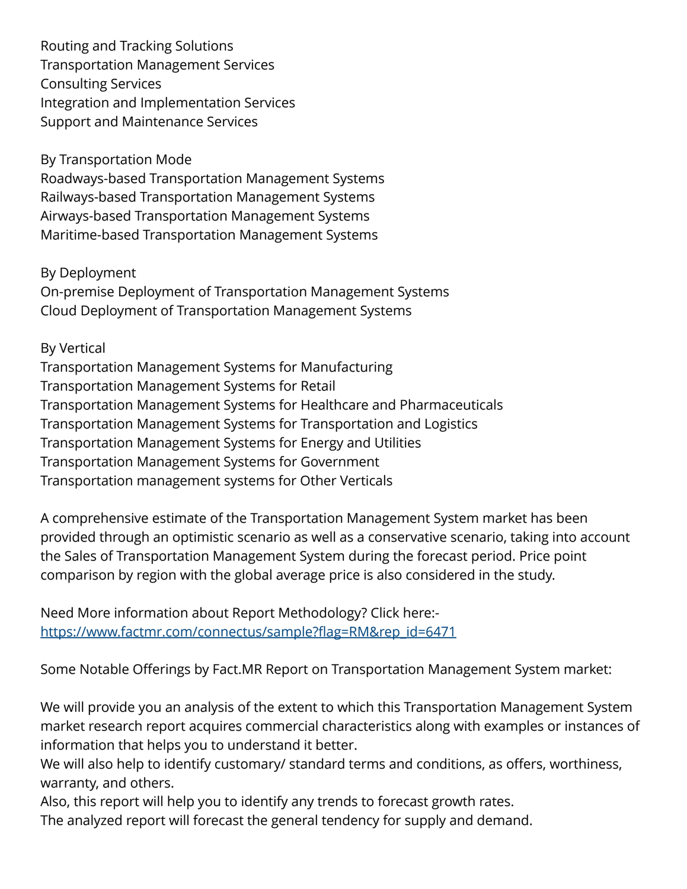Routing and Tracking Solutions
Transportation Management Services
Consulting Services
Integration and Implementation Services
Support and Maintenance Services

By Transportation Mode
Roadways-based Transportation Management Systems
Railways-based Transportation Management Systems
Airways-based Transportation Management Systems
Maritime-based Transportation Management Systems

By Deployment
On-premise Deployment of Transportation Management Systems
Cloud Deployment of Transportation Management Systems

By Vertical
Transportation Management Systems for Manufacturing
Transportation Management Systems for Retail
Transportation Management Systems for Healthcare and Pharmaceuticals
Transportation Management Systems for Transportation and Logistics
Transportation Management Systems for Energy and Utilities
Transportation Management Systems for Government
Transportation management systems for Other Verticals

A comprehensive estimate of the Transportation Management System market has been provided through an optimistic scenario as well as a conservative scenario, taking into account the Sales of Transportation Management System during the forecast period. Price point comparison by region with the global average price is also considered in the study.

Need More information about Report Methodology? Click here:-
[https://www.factmr.com/connectus/sample?flag=RM&rep_id=6471](https://www.factmr.com/connectus/sample?flag=RM&rep_id=6471)

Some Notable Offerings by Fact.MR Report on Transportation Management System market:

We will provide you an analysis of the extent to which this Transportation Management System market research report acquires commercial characteristics along with examples or instances of information that helps you to understand it better.
We will also help to identify customary/ standard terms and conditions, as offers, worthiness, warranty, and others.
Also, this report will help you to identify any trends to forecast growth rates.
The analyzed report will forecast the general tendency for supply and demand.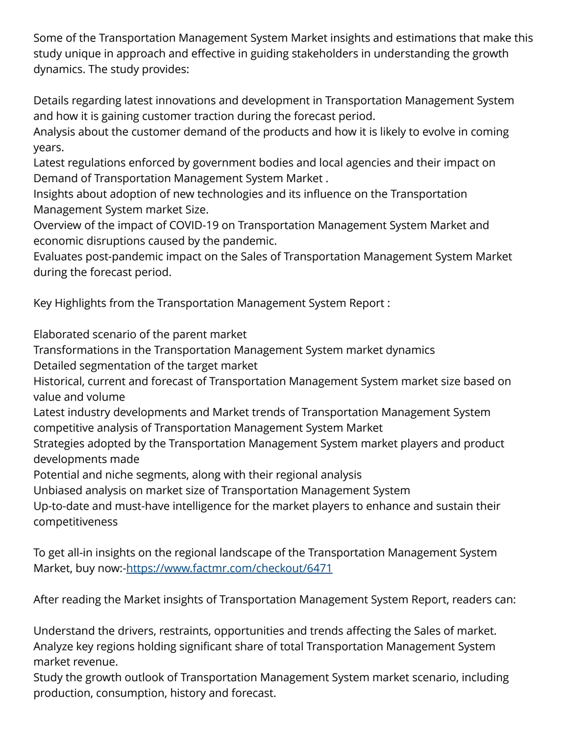Some of the Transportation Management System Market insights and estimations that make this study unique in approach and effective in guiding stakeholders in understanding the growth dynamics. The study provides:

Details regarding latest innovations and development in Transportation Management System and how it is gaining customer traction during the forecast period.
Analysis about the customer demand of the products and how it is likely to evolve in coming years.
Latest regulations enforced by government bodies and local agencies and their impact on Demand of Transportation Management System Market .
Insights about adoption of new technologies and its influence on the Transportation Management System market Size.
Overview of the impact of COVID-19 on Transportation Management System Market and economic disruptions caused by the pandemic.
Evaluates post-pandemic impact on the Sales of Transportation Management System Market during the forecast period.

Key Highlights from the Transportation Management System Report :

Elaborated scenario of the parent market
Transformations in the Transportation Management System market dynamics
Detailed segmentation of the target market
Historical, current and forecast of Transportation Management System market size based on value and volume
Latest industry developments and Market trends of Transportation Management System
competitive analysis of Transportation Management System Market
Strategies adopted by the Transportation Management System market players and product developments made
Potential and niche segments, along with their regional analysis
Unbiased analysis on market size of Transportation Management System
Up-to-date and must-have intelligence for the market players to enhance and sustain their competitiveness

To get all-in insights on the regional landscape of the Transportation Management System Market, buy now:-https://www.factmr.com/checkout/6471

After reading the Market insights of Transportation Management System Report, readers can:

Understand the drivers, restraints, opportunities and trends affecting the Sales of market.
Analyze key regions holding significant share of total Transportation Management System market revenue.
Study the growth outlook of Transportation Management System market scenario, including production, consumption, history and forecast.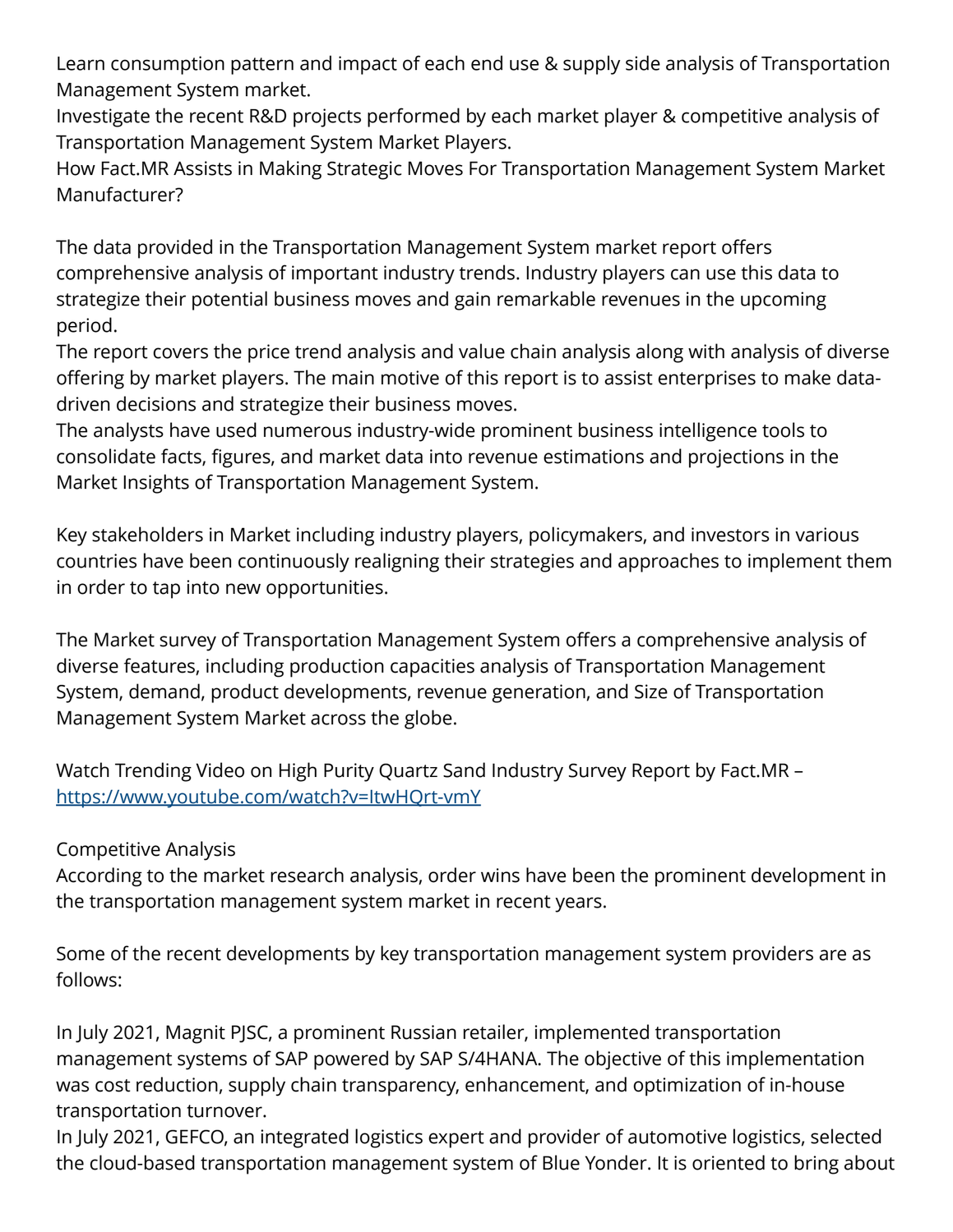Learn consumption pattern and impact of each end use & supply side analysis of Transportation Management System market.
Investigate the recent R&D projects performed by each market player & competitive analysis of Transportation Management System Market Players.
How Fact.MR Assists in Making Strategic Moves For Transportation Management System Market Manufacturer?

The data provided in the Transportation Management System market report offers comprehensive analysis of important industry trends. Industry players can use this data to strategize their potential business moves and gain remarkable revenues in the upcoming period.
The report covers the price trend analysis and value chain analysis along with analysis of diverse offering by market players. The main motive of this report is to assist enterprises to make data-driven decisions and strategize their business moves.
The analysts have used numerous industry-wide prominent business intelligence tools to consolidate facts, figures, and market data into revenue estimations and projections in the Market Insights of Transportation Management System.

Key stakeholders in Market including industry players, policymakers, and investors in various countries have been continuously realigning their strategies and approaches to implement them in order to tap into new opportunities.

The Market survey of Transportation Management System offers a comprehensive analysis of diverse features, including production capacities analysis of Transportation Management System, demand, product developments, revenue generation, and Size of Transportation Management System Market across the globe.

Watch Trending Video on High Purity Quartz Sand Industry Survey Report by Fact.MR – [https://www.youtube.com/watch?v=ItwHQrt-vmY](https://www.youtube.com/watch?v=ItwHQrt-vmY)

Competitive Analysis
According to the market research analysis, order wins have been the prominent development in the transportation management system market in recent years.

Some of the recent developments by key transportation management system providers are as follows:

In July 2021, Magnit PJSC, a prominent Russian retailer, implemented transportation management systems of SAP powered by SAP S/4HANA. The objective of this implementation was cost reduction, supply chain transparency, enhancement, and optimization of in-house transportation turnover.
In July 2021, GEFCO, an integrated logistics expert and provider of automotive logistics, selected the cloud-based transportation management system of Blue Yonder. It is oriented to bring about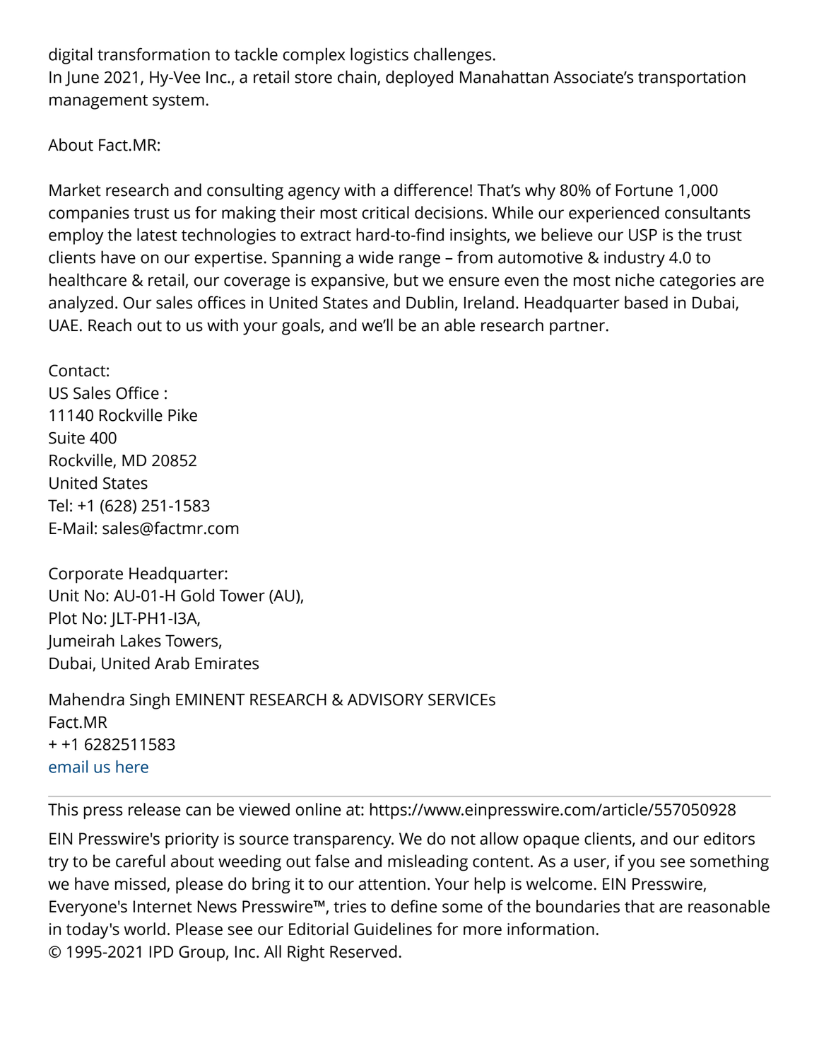digital transformation to tackle complex logistics challenges.
In June 2021, Hy-Vee Inc., a retail store chain, deployed Manahattan Associate's transportation management system.

About Fact.MR:

Market research and consulting agency with a difference! That's why 80% of Fortune 1,000 companies trust us for making their most critical decisions. While our experienced consultants employ the latest technologies to extract hard-to-find insights, we believe our USP is the trust clients have on our expertise. Spanning a wide range – from automotive & industry 4.0 to healthcare & retail, our coverage is expansive, but we ensure even the most niche categories are analyzed. Our sales offices in United States and Dublin, Ireland. Headquarter based in Dubai, UAE. Reach out to us with your goals, and we'll be an able research partner.

Contact:
US Sales Office :
11140 Rockville Pike
Suite 400
Rockville, MD 20852
United States
Tel: +1 (628) 251-1583
E-Mail: sales@factmr.com

Corporate Headquarter:
Unit No: AU-01-H Gold Tower (AU),
Plot No: JLT-PH1-I3A,
Jumeirah Lakes Towers,
Dubai, United Arab Emirates

Mahendra Singh EMINENT RESEARCH & ADVISORY SERVICEs
Fact.MR
+ +1 6282511583
email us here

---

This press release can be viewed online at: https://www.einpresswire.com/article/557050928

EIN Presswire's priority is source transparency. We do not allow opaque clients, and our editors try to be careful about weeding out false and misleading content. As a user, if you see something we have missed, please do bring it to our attention. Your help is welcome. EIN Presswire, Everyone's Internet News Presswire™, tries to define some of the boundaries that are reasonable in today's world. Please see our Editorial Guidelines for more information.
© 1995-2021 IPD Group, Inc. All Right Reserved.